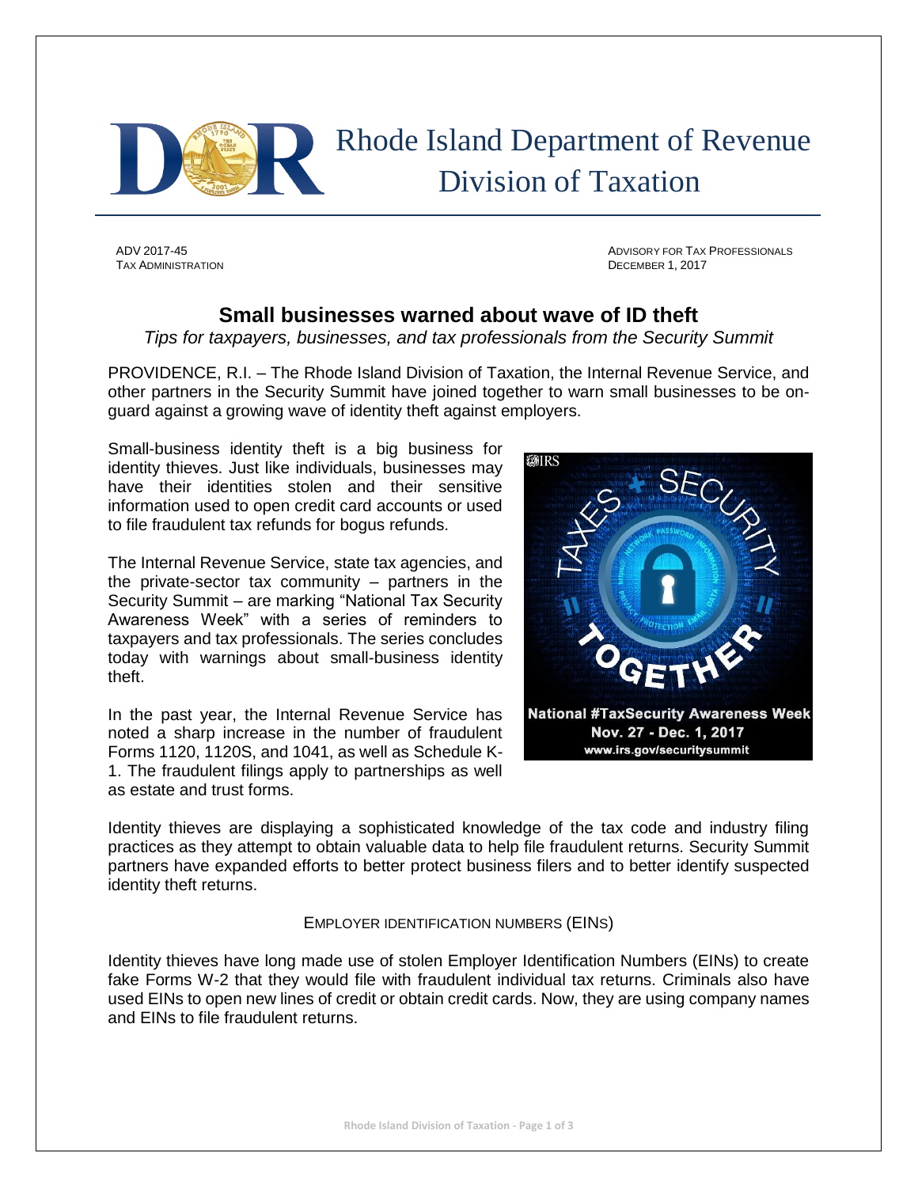# Rhode Island Department of Revenue Division of Taxation

ADV 2017-45
TAX ADMINISTRATION

ADVISORY FOR TAX PROFESSIONALS
DECEMBER 1, 2017

## Small businesses warned about wave of ID theft

*Tips for taxpayers, businesses, and tax professionals from the Security Summit*

PROVIDENCE, R.I. – The Rhode Island Division of Taxation, the Internal Revenue Service, and other partners in the Security Summit have joined together to warn small businesses to be on-guard against a growing wave of identity theft against employers.

Small-business identity theft is a big business for identity thieves. Just like individuals, businesses may have their identities stolen and their sensitive information used to open credit card accounts or used to file fraudulent tax refunds for bogus refunds.

The Internal Revenue Service, state tax agencies, and the private-sector tax community – partners in the Security Summit – are marking "National Tax Security Awareness Week" with a series of reminders to taxpayers and tax professionals. The series concludes today with warnings about small-business identity theft.

In the past year, the Internal Revenue Service has noted a sharp increase in the number of fraudulent Forms 1120, 1120S, and 1041, as well as Schedule K-1. The fraudulent filings apply to partnerships as well as estate and trust forms.

National #TaxSecurity Awareness Week
Nov. 27 - Dec. 1, 2017
www.irs.gov/securitysummit

Identity thieves are displaying a sophisticated knowledge of the tax code and industry filing practices as they attempt to obtain valuable data to help file fraudulent returns. Security Summit partners have expanded efforts to better protect business filers and to better identify suspected identity theft returns.

### EMPLOYER IDENTIFICATION NUMBERS (EINS)

Identity thieves have long made use of stolen Employer Identification Numbers (EINs) to create fake Forms W-2 that they would file with fraudulent individual tax returns. Criminals also have used EINs to open new lines of credit or obtain credit cards. Now, they are using company names and EINs to file fraudulent returns.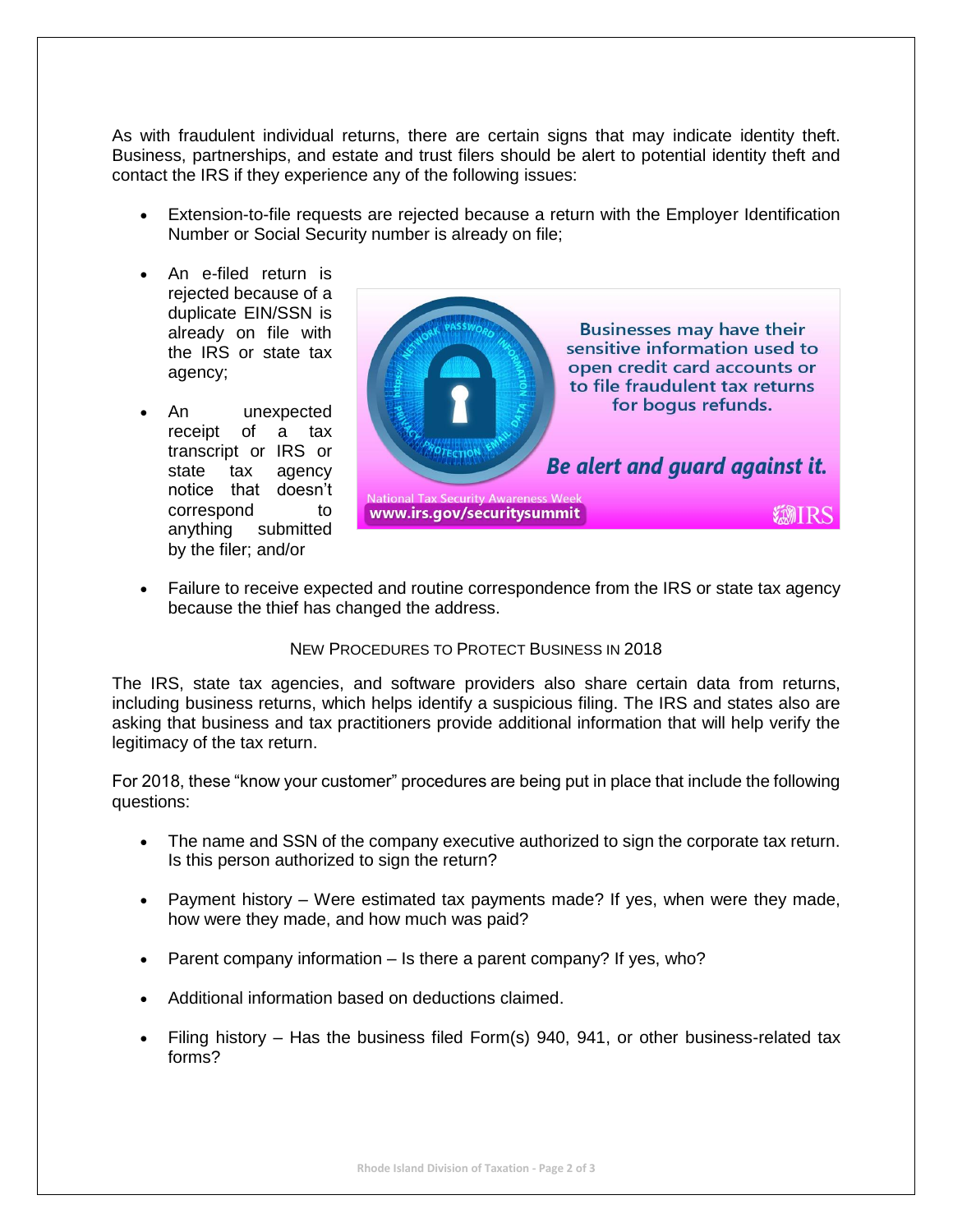As with fraudulent individual returns, there are certain signs that may indicate identity theft. Business, partnerships, and estate and trust filers should be alert to potential identity theft and contact the IRS if they experience any of the following issues:

- Extension-to-file requests are rejected because a return with the Employer Identification Number or Social Security number is already on file;
- An e-filed return is rejected because of a duplicate EIN/SSN is already on file with the IRS or state tax agency;
- An unexpected receipt of a tax transcript or IRS or state tax agency notice that doesn't correspond to anything submitted by the filer; and/or
- Failure to receive expected and routine correspondence from the IRS or state tax agency because the thief has changed the address.

## New Procedures to Protect Business in 2018

The IRS, state tax agencies, and software providers also share certain data from returns, including business returns, which helps identify a suspicious filing. The IRS and states also are asking that business and tax practitioners provide additional information that will help verify the legitimacy of the tax return.

For 2018, these "know your customer" procedures are being put in place that include the following questions:

- The name and SSN of the company executive authorized to sign the corporate tax return. Is this person authorized to sign the return?
- Payment history – Were estimated tax payments made? If yes, when were they made, how were they made, and how much was paid?
- Parent company information – Is there a parent company? If yes, who?
- Additional information based on deductions claimed.
- Filing history – Has the business filed Form(s) 940, 941, or other business-related tax forms?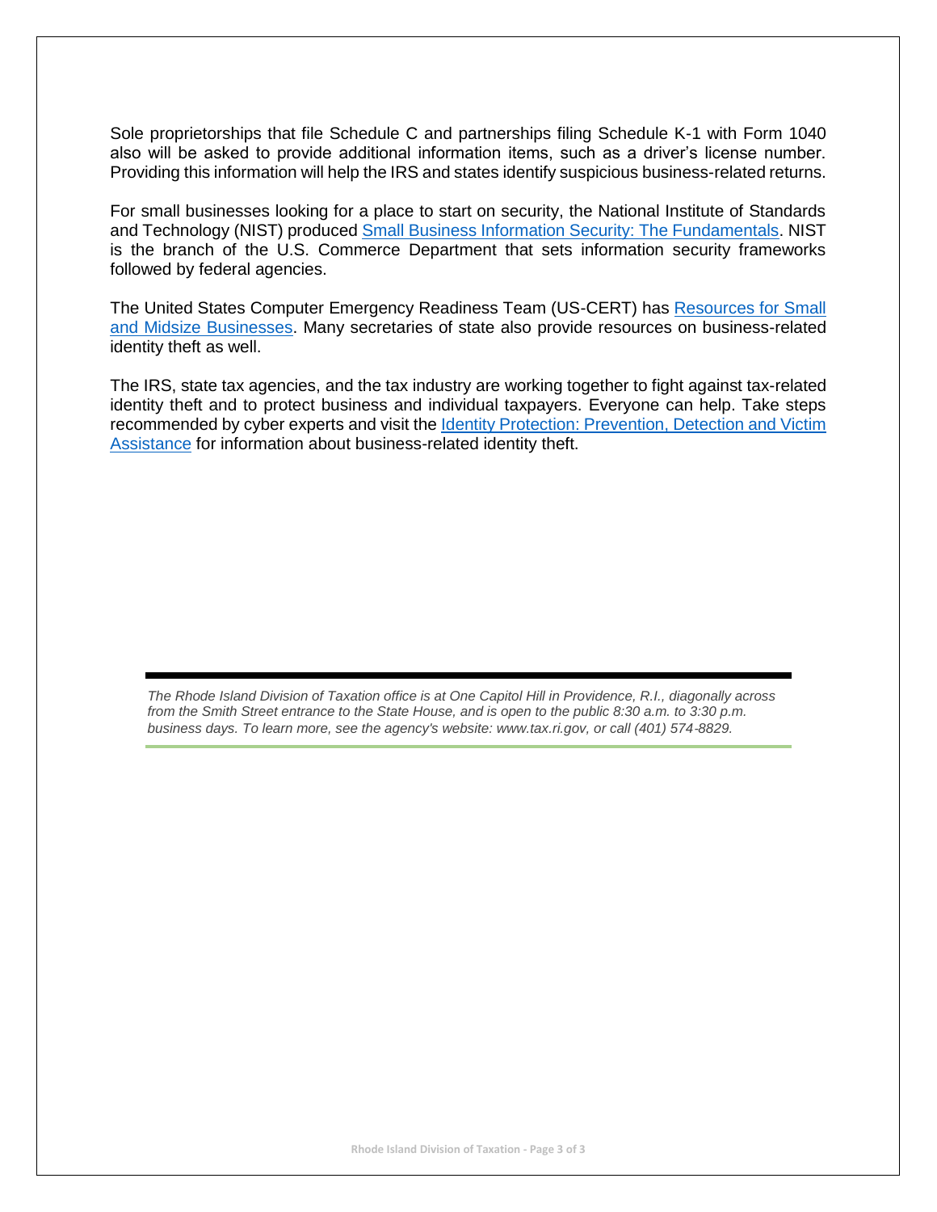Sole proprietorships that file Schedule C and partnerships filing Schedule K-1 with Form 1040 also will be asked to provide additional information items, such as a driver's license number. Providing this information will help the IRS and states identify suspicious business-related returns.

For small businesses looking for a place to start on security, the National Institute of Standards and Technology (NIST) produced Small Business Information Security: The Fundamentals. NIST is the branch of the U.S. Commerce Department that sets information security frameworks followed by federal agencies.

The United States Computer Emergency Readiness Team (US-CERT) has Resources for Small and Midsize Businesses. Many secretaries of state also provide resources on business-related identity theft as well.

The IRS, state tax agencies, and the tax industry are working together to fight against tax-related identity theft and to protect business and individual taxpayers. Everyone can help. Take steps recommended by cyber experts and visit the Identity Protection: Prevention, Detection and Victim Assistance for information about business-related identity theft.

---

*The Rhode Island Division of Taxation office is at One Capitol Hill in Providence, R.I., diagonally across from the Smith Street entrance to the State House, and is open to the public 8:30 a.m. to 3:30 p.m. business days. To learn more, see the agency's website: www.tax.ri.gov, or call (401) 574-8829.*